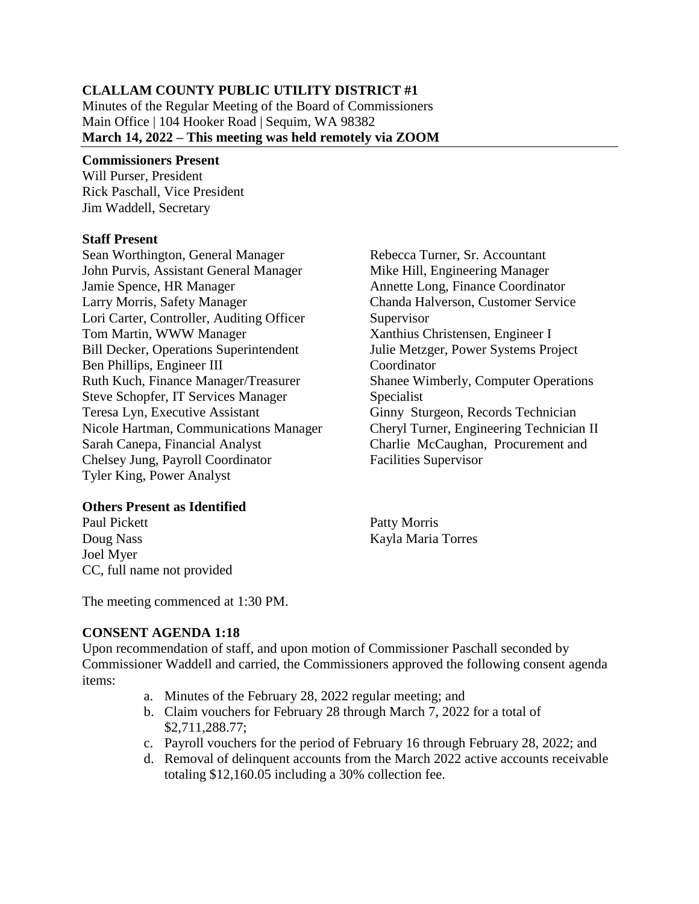**CLALLAM COUNTY PUBLIC UTILITY DISTRICT #1**

Minutes of the Regular Meeting of the Board of Commissioners
Main Office | 104 Hooker Road | Sequim, WA 98382
**March 14, 2022 – This meeting was held remotely via ZOOM**

**Commissioners Present**

Will Purser, President
Rick Paschall, Vice President
Jim Waddell, Secretary

**Staff Present**

Sean Worthington, General Manager
John Purvis, Assistant General Manager
Jamie Spence, HR Manager
Larry Morris, Safety Manager
Lori Carter, Controller, Auditing Officer
Tom Martin, WWW Manager
Bill Decker, Operations Superintendent
Ben Phillips, Engineer III
Ruth Kuch, Finance Manager/Treasurer
Steve Schopfer, IT Services Manager
Teresa Lyn, Executive Assistant
Nicole Hartman, Communications Manager
Sarah Canepa, Financial Analyst
Chelsey Jung, Payroll Coordinator
Tyler King, Power Analyst
Rebecca Turner, Sr. Accountant
Mike Hill, Engineering Manager
Annette Long, Finance Coordinator
Chanda Halverson, Customer Service Supervisor
Xanthius Christensen, Engineer I
Julie Metzger, Power Systems Project Coordinator
Shanee Wimberly, Computer Operations Specialist
Ginny Sturgeon, Records Technician
Cheryl Turner, Engineering Technician II
Charlie McCaughan, Procurement and Facilities Supervisor

**Others Present as Identified**

Paul Pickett
Doug Nass
Joel Myer
CC, full name not provided
Patty Morris
Kayla Maria Torres

The meeting commenced at 1:30 PM.

**CONSENT AGENDA 1:18**

Upon recommendation of staff, and upon motion of Commissioner Paschall seconded by Commissioner Waddell and carried, the Commissioners approved the following consent agenda items:

a. Minutes of the February 28, 2022 regular meeting; and
b. Claim vouchers for February 28 through March 7, 2022 for a total of $2,711,288.77;
c. Payroll vouchers for the period of February 16 through February 28, 2022; and
d. Removal of delinquent accounts from the March 2022 active accounts receivable totaling $12,160.05 including a 30% collection fee.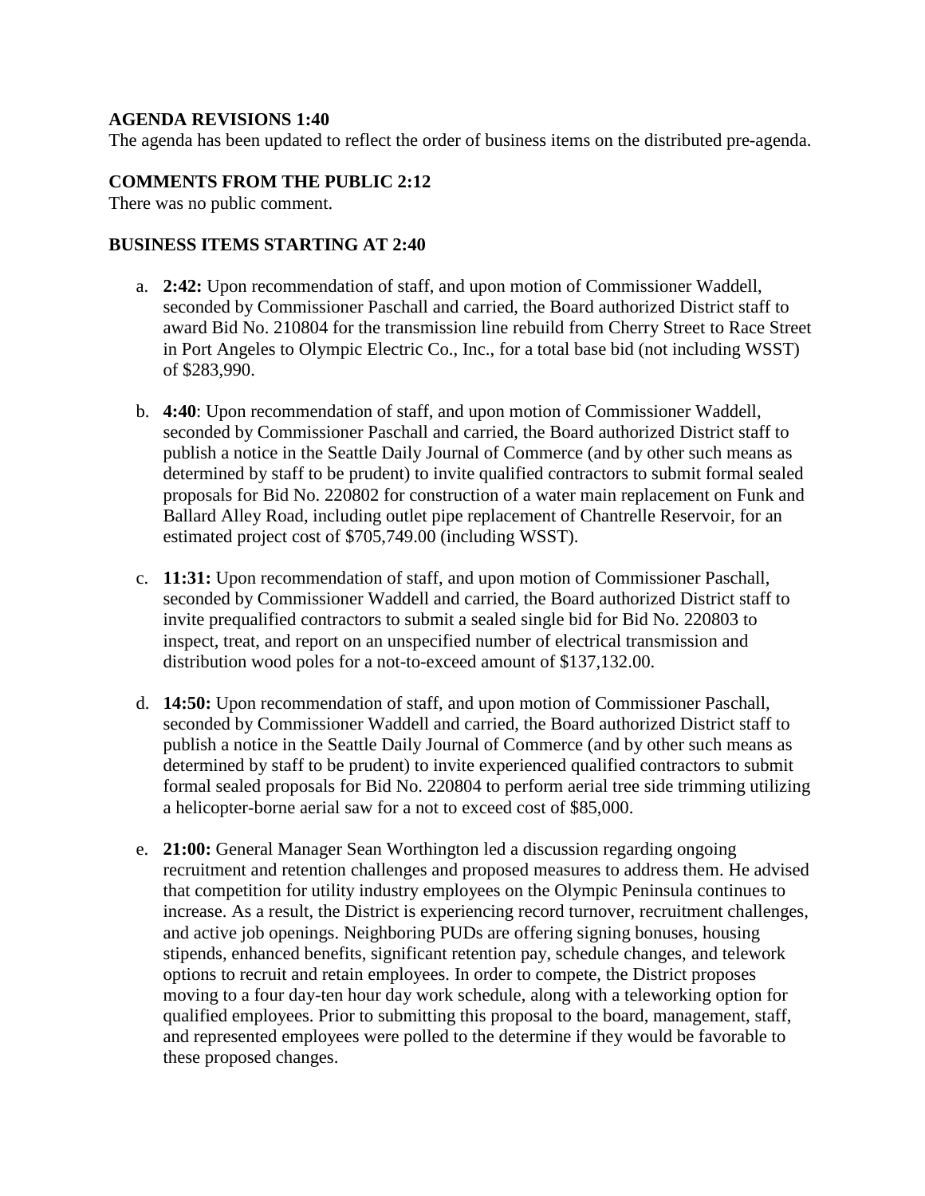**AGENDA REVISIONS 1:40**

The agenda has been updated to reflect the order of business items on the distributed pre-agenda.

**COMMENTS FROM THE PUBLIC 2:12**

There was no public comment.

**BUSINESS ITEMS STARTING AT 2:40**

a. **2:42:** Upon recommendation of staff, and upon motion of Commissioner Waddell, seconded by Commissioner Paschall and carried, the Board authorized District staff to award Bid No. 210804 for the transmission line rebuild from Cherry Street to Race Street in Port Angeles to Olympic Electric Co., Inc., for a total base bid (not including WSST) of $283,990.

b. **4:40**: Upon recommendation of staff, and upon motion of Commissioner Waddell, seconded by Commissioner Paschall and carried, the Board authorized District staff to publish a notice in the Seattle Daily Journal of Commerce (and by other such means as determined by staff to be prudent) to invite qualified contractors to submit formal sealed proposals for Bid No. 220802 for construction of a water main replacement on Funk and Ballard Alley Road, including outlet pipe replacement of Chantrelle Reservoir, for an estimated project cost of $705,749.00 (including WSST).

c. **11:31:** Upon recommendation of staff, and upon motion of Commissioner Paschall, seconded by Commissioner Waddell and carried, the Board authorized District staff to invite prequalified contractors to submit a sealed single bid for Bid No. 220803 to inspect, treat, and report on an unspecified number of electrical transmission and distribution wood poles for a not-to-exceed amount of $137,132.00.

d. **14:50:** Upon recommendation of staff, and upon motion of Commissioner Paschall, seconded by Commissioner Waddell and carried, the Board authorized District staff to publish a notice in the Seattle Daily Journal of Commerce (and by other such means as determined by staff to be prudent) to invite experienced qualified contractors to submit formal sealed proposals for Bid No. 220804 to perform aerial tree side trimming utilizing a helicopter-borne aerial saw for a not to exceed cost of $85,000.

e. **21:00:** General Manager Sean Worthington led a discussion regarding ongoing recruitment and retention challenges and proposed measures to address them. He advised that competition for utility industry employees on the Olympic Penisula continues to increase. As a result, the District is experiencing record turnover, recruitment challenges, and active job openings. Neighboring PUDs are offering signing bonuses, housing stipends, enhanced benefits, significant retention pay, schedule changes, and telework options to recruit and retain employees. In order to compete, the District proposes moving to a four day-ten hour day work schedule, along with a teleworking option for qualified employees. Prior to submitting this proposal to the board, management, staff, and represented employees were polled to the determine if they would be favorable to these proposed changes.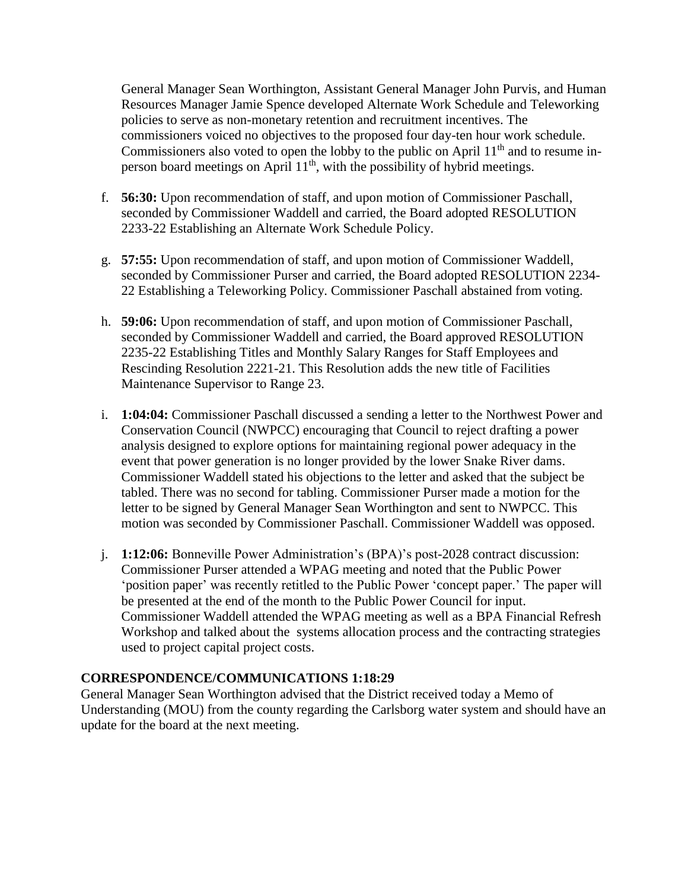General Manager Sean Worthington, Assistant General Manager John Purvis, and Human Resources Manager Jamie Spence developed Alternate Work Schedule and Teleworking policies to serve as non-monetary retention and recruitment incentives. The commissioners voiced no objectives to the proposed four day-ten hour work schedule. Commissioners also voted to open the lobby to the public on April 11th and to resume in-person board meetings on April 11th, with the possibility of hybrid meetings.

f. **56:30:** Upon recommendation of staff, and upon motion of Commissioner Paschall, seconded by Commissioner Waddell and carried, the Board adopted RESOLUTION 2233-22 Establishing an Alternate Work Schedule Policy.

g. **57:55:** Upon recommendation of staff, and upon motion of Commissioner Waddell, seconded by Commissioner Purser and carried, the Board adopted RESOLUTION 2234-22 Establishing a Teleworking Policy. Commissioner Paschall abstained from voting.

h. **59:06:** Upon recommendation of staff, and upon motion of Commissioner Paschall, seconded by Commissioner Waddell and carried, the Board approved RESOLUTION 2235-22 Establishing Titles and Monthly Salary Ranges for Staff Employees and Rescinding Resolution 2221-21. This Resolution adds the new title of Facilities Maintenance Supervisor to Range 23.

i. **1:04:04:** Commissioner Paschall discussed a sending a letter to the Northwest Power and Conservation Council (NWPCC) encouraging that Council to reject drafting a power analysis designed to explore options for maintaining regional power adequacy in the event that power generation is no longer provided by the lower Snake River dams. Commissioner Waddell stated his objections to the letter and asked that the subject be tabled. There was no second for tabling. Commissioner Purser made a motion for the letter to be signed by General Manager Sean Worthington and sent to NWPCC. This motion was seconded by Commissioner Paschall. Commissioner Waddell was opposed.

j. **1:12:06:** Bonneville Power Administration's (BPA)'s post-2028 contract discussion: Commissioner Purser attended a WPAG meeting and noted that the Public Power 'position paper' was recently retitled to the Public Power 'concept paper.' The paper will be presented at the end of the month to the Public Power Council for input. Commissioner Waddell attended the WPAG meeting as well as a BPA Financial Refresh Workshop and talked about the systems allocation process and the contracting strategies used to project capital project costs.

**CORRESPONDENCE/COMMUNICATIONS 1:18:29**

General Manager Sean Worthington advised that the District received today a Memo of Understanding (MOU) from the county regarding the Carlsborg water system and should have an update for the board at the next meeting.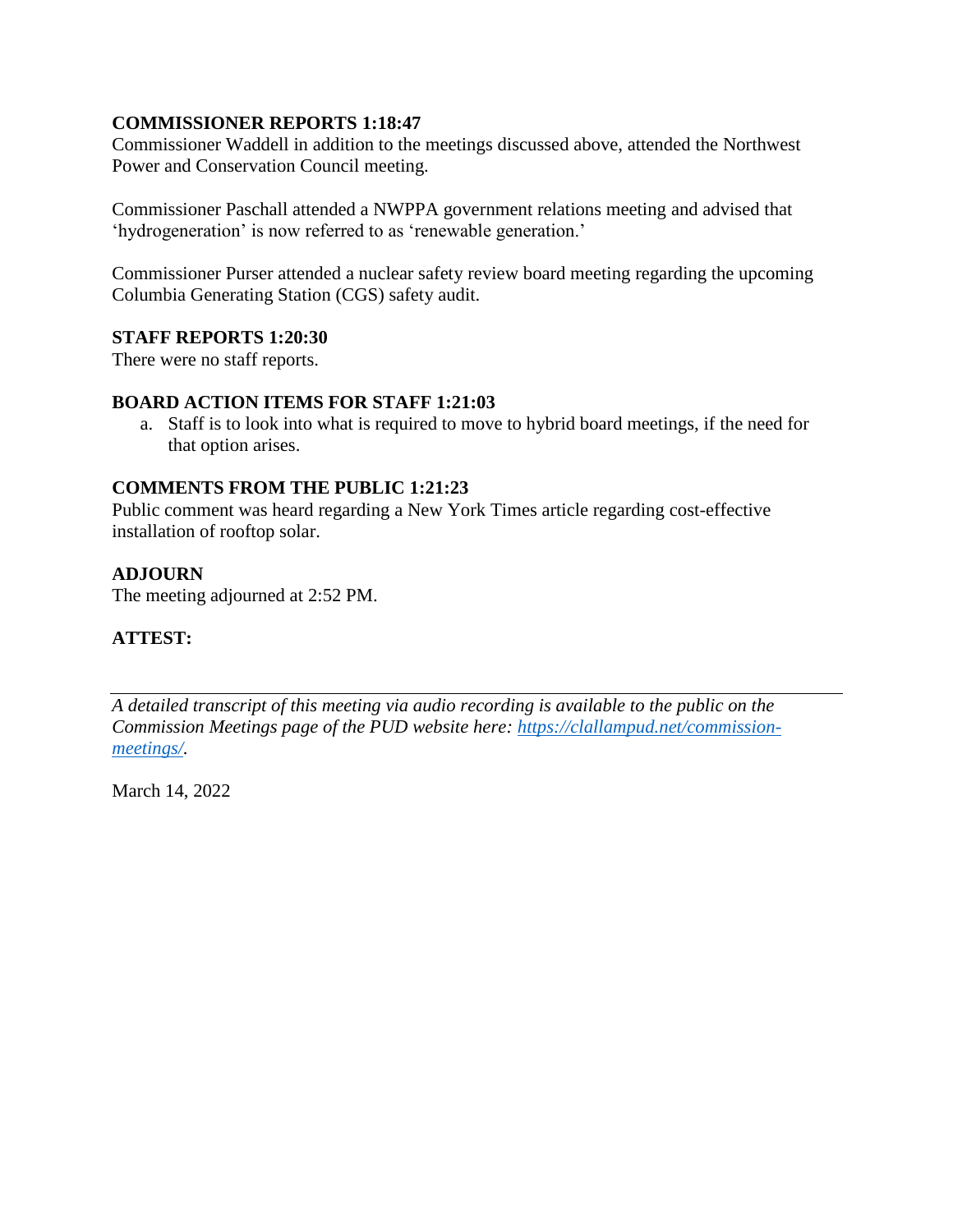**COMMISSIONER REPORTS 1:18:47**

Commissioner Waddell in addition to the meetings discussed above, attended the Northwest Power and Conservation Council meeting.

Commissioner Paschall attended a NWPPA government relations meeting and advised that ‘hydrogeneration’ is now referred to as ‘renewable generation.’

Commissioner Purser attended a nuclear safety review board meeting regarding the upcoming Columbia Generating Station (CGS) safety audit.

**STAFF REPORTS 1:20:30**

There were no staff reports.

**BOARD ACTION ITEMS FOR STAFF 1:21:03**

a. Staff is to look into what is required to move to hybrid board meetings, if the need for that option arises.

**COMMENTS FROM THE PUBLIC 1:21:23**

Public comment was heard regarding a New York Times article regarding cost-effective installation of rooftop solar.

**ADJOURN**

The meeting adjourned at 2:52 PM.

**ATTEST:**

---

*A detailed transcript of this meeting via audio recording is available to the public on the Commission Meetings page of the PUD website here: [https://clallampud.net/commission-meetings/](https://clallampud.net/commission-meetings/).*

March 14, 2022